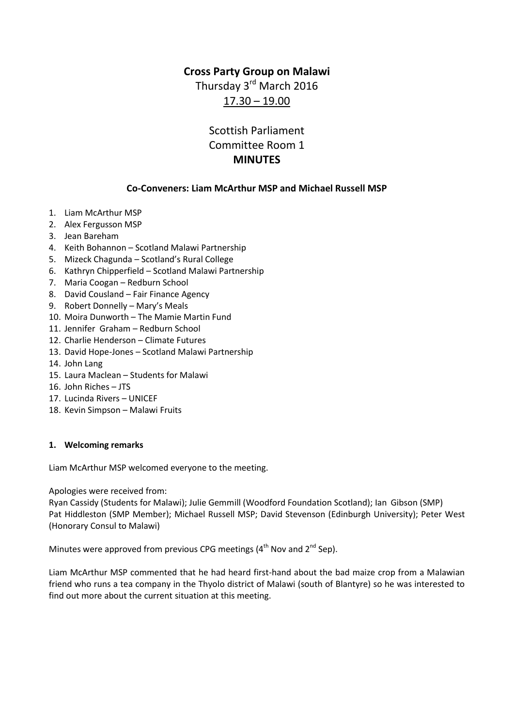# Cross Party Group on Malawi

Thursday 3rd March 2016

17.30 – 19.00

Scottish Parliament

Committee Room 1

**MINUTES**

**Co-Conveners: Liam McArthur MSP and Michael Russell MSP**

1. Liam McArthur MSP
2. Alex Fergusson MSP
3. Jean Bareham
4. Keith Bohannon – Scotland Malawi Partnership
5. Mizeck Chagunda – Scotland's Rural College
6. Kathryn Chipperfield – Scotland Malawi Partnership
7. Maria Coogan – Redburn School
8. David Cousland – Fair Finance Agency
9. Robert Donnelly – Mary's Meals
10. Moira Dunworth – The Mamie Martin Fund
11. Jennifer Graham – Redburn School
12. Charlie Henderson – Climate Futures
13. David Hope-Jones – Scotland Malawi Partnership
14. John Lang
15. Laura Maclean – Students for Malawi
16. John Riches – JTS
17. Lucinda Rivers – UNICEF
18. Kevin Simpson – Malawi Fruits

**1. Welcoming remarks**

Liam McArthur MSP welcomed everyone to the meeting.

Apologies were received from:

Ryan Cassidy (Students for Malawi); Julie Gemmill (Woodford Foundation Scotland); Ian Gibson (SMP) Pat Hiddleston (SMP Member); Michael Russell MSP; David Stevenson (Edinburgh University); Peter West (Honorary Consul to Malawi)

Minutes were approved from previous CPG meetings (4th Nov and 2nd Sep).

Liam McArthur MSP commented that he had heard first-hand about the bad maize crop from a Malawian friend who runs a tea company in the Thyolo district of Malawi (south of Blantyre) so he was interested to find out more about the current situation at this meeting.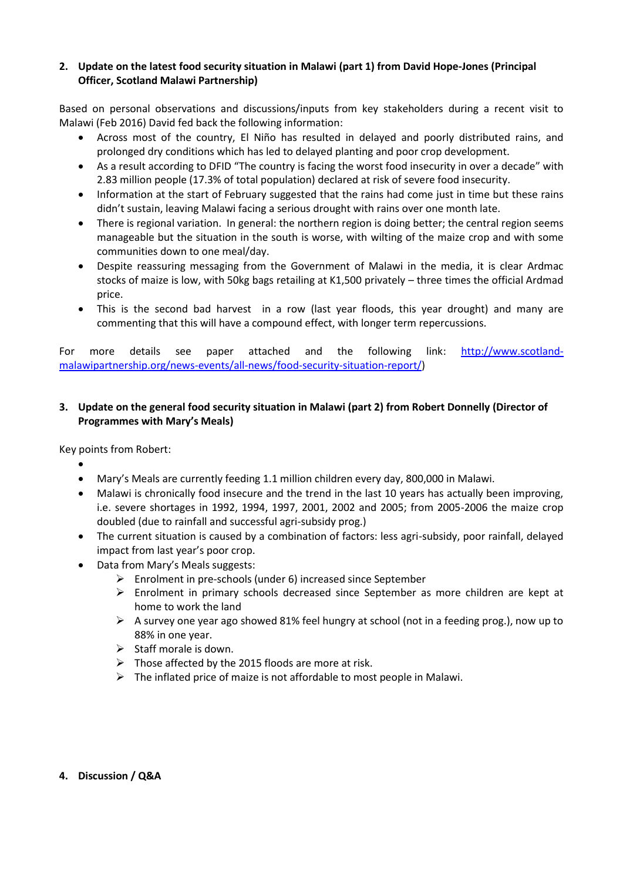**2. Update on the latest food security situation in Malawi (part 1) from David Hope-Jones (Principal Officer, Scotland Malawi Partnership)**

Based on personal observations and discussions/inputs from key stakeholders during a recent visit to Malawi (Feb 2016) David fed back the following information:

- Across most of the country, El Niño has resulted in delayed and poorly distributed rains, and prolonged dry conditions which has led to delayed planting and poor crop development.
- As a result according to DFID "The country is facing the worst food insecurity in over a decade" with 2.83 million people (17.3% of total population) declared at risk of severe food insecurity.
- Information at the start of February suggested that the rains had come just in time but these rains didn't sustain, leaving Malawi facing a serious drought with rains over one month late.
- There is regional variation. In general: the northern region is doing better; the central region seems manageable but the situation in the south is worse, with wilting of the maize crop and with some communities down to one meal/day.
- Despite reassuring messaging from the Government of Malawi in the media, it is clear Ardmac stocks of maize is low, with 50kg bags retailing at K1,500 privately – three times the official Ardmad price.
- This is the second bad harvest in a row (last year floods, this year drought) and many are commenting that this will have a compound effect, with longer term repercussions.

For more details see paper attached and the following link: http://www.scotland-malawipartnership.org/news-events/all-news/food-security-situation-report/)

**3. Update on the general food security situation in Malawi (part 2) from Robert Donnelly (Director of Programmes with Mary's Meals)**

Key points from Robert:

- 
- Mary's Meals are currently feeding 1.1 million children every day, 800,000 in Malawi.
- Malawi is chronically food insecure and the trend in the last 10 years has actually been improving, i.e. severe shortages in 1992, 1994, 1997, 2001, 2002 and 2005; from 2005-2006 the maize crop doubled (due to rainfall and successful agri-subsidy prog.)
- The current situation is caused by a combination of factors: less agri-subsidy, poor rainfall, delayed impact from last year's poor crop.
- Data from Mary's Meals suggests:
  - Enrolment in pre-schools (under 6) increased since September
  - Enrolment in primary schools decreased since September as more children are kept at home to work the land
  - A survey one year ago showed 81% feel hungry at school (not in a feeding prog.), now up to 88% in one year.
  - Staff morale is down.
  - Those affected by the 2015 floods are more at risk.
  - The inflated price of maize is not affordable to most people in Malawi.

**4. Discussion / Q&A**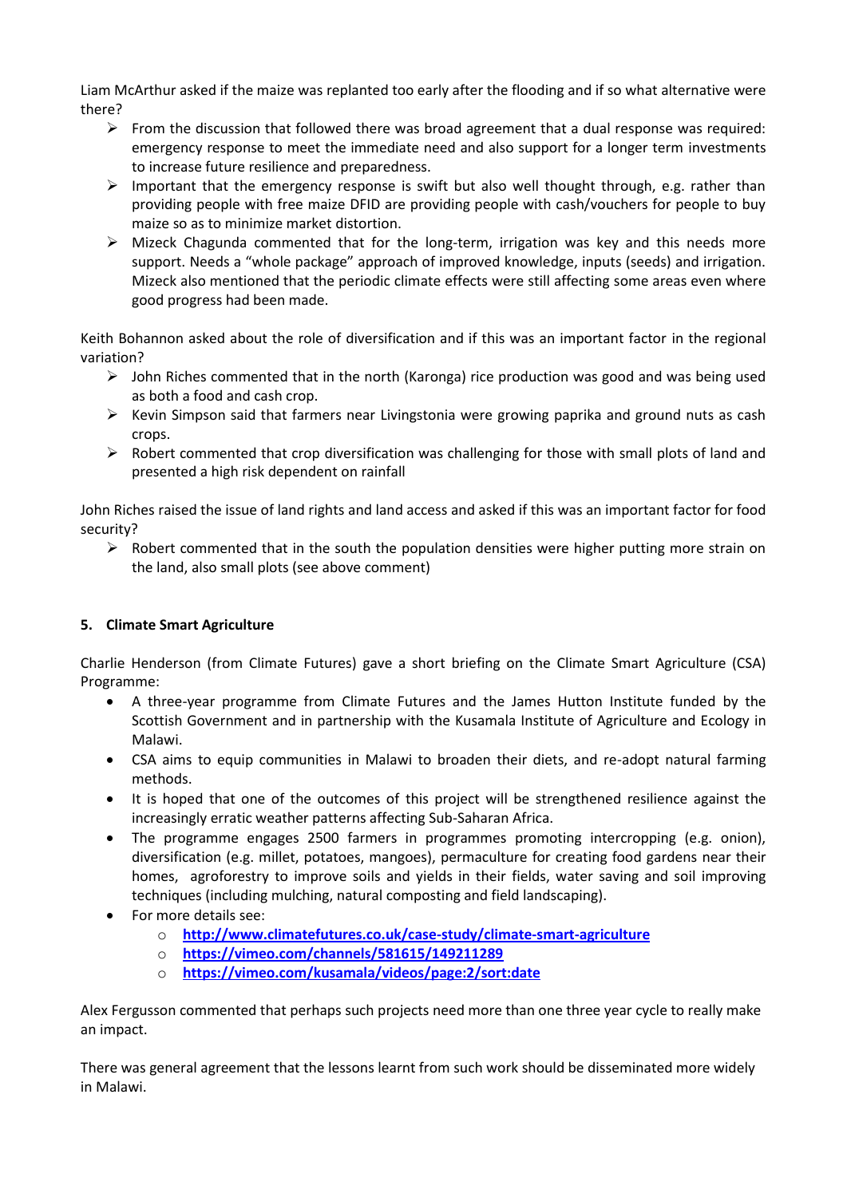Liam McArthur asked if the maize was replanted too early after the flooding and if so what alternative were there?

- From the discussion that followed there was broad agreement that a dual response was required: emergency response to meet the immediate need and also support for a longer term investments to increase future resilience and preparedness.
- Important that the emergency response is swift but also well thought through, e.g. rather than providing people with free maize DFID are providing people with cash/vouchers for people to buy maize so as to minimize market distortion.
- Mizeck Chagunda commented that for the long-term, irrigation was key and this needs more support. Needs a "whole package" approach of improved knowledge, inputs (seeds) and irrigation. Mizeck also mentioned that the periodic climate effects were still affecting some areas even where good progress had been made.

Keith Bohannon asked about the role of diversification and if this was an important factor in the regional variation?

- John Riches commented that in the north (Karonga) rice production was good and was being used as both a food and cash crop.
- Kevin Simpson said that farmers near Livingstonia were growing paprika and ground nuts as cash crops.
- Robert commented that crop diversification was challenging for those with small plots of land and presented a high risk dependent on rainfall

John Riches raised the issue of land rights and land access and asked if this was an important factor for food security?

- Robert commented that in the south the population densities were higher putting more strain on the land, also small plots (see above comment)

## 5. Climate Smart Agriculture

Charlie Henderson (from Climate Futures) gave a short briefing on the Climate Smart Agriculture (CSA) Programme:

- A three-year programme from Climate Futures and the James Hutton Institute funded by the Scottish Government and in partnership with the Kusamala Institute of Agriculture and Ecology in Malawi.
- CSA aims to equip communities in Malawi to broaden their diets, and re-adopt natural farming methods.
- It is hoped that one of the outcomes of this project will be strengthened resilience against the increasingly erratic weather patterns affecting Sub-Saharan Africa.
- The programme engages 2500 farmers in programmes promoting intercropping (e.g. onion), diversification (e.g. millet, potatoes, mangoes), permaculture for creating food gardens near their homes, agroforestry to improve soils and yields in their fields, water saving and soil improving techniques (including mulching, natural composting and field landscaping).
- For more details see:
  - http://www.climatefutures.co.uk/case-study/climate-smart-agriculture
  - https://vimeo.com/channels/581615/149211289
  - https://vimeo.com/kusamala/videos/page:2/sort:date

Alex Fergusson commented that perhaps such projects need more than one three year cycle to really make an impact.

There was general agreement that the lessons learnt from such work should be disseminated more widely in Malawi.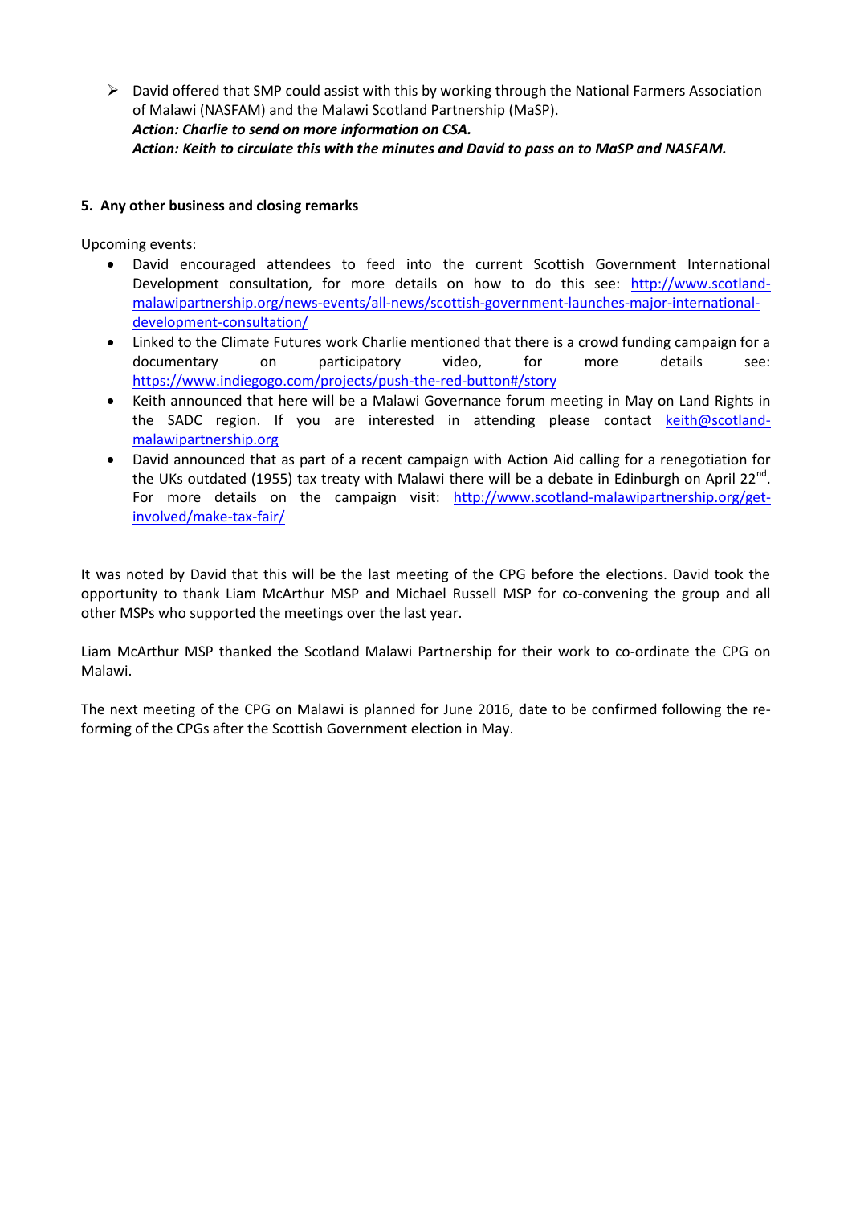- David offered that SMP could assist with this by working through the National Farmers Association of Malawi (NASFAM) and the Malawi Scotland Partnership (MaSP).
  ***Action: Charlie to send on more information on CSA.***
  ***Action: Keith to circulate this with the minutes and David to pass on to MaSP and NASFAM.***

**5. Any other business and closing remarks**

Upcoming events:

- David encouraged attendees to feed into the current Scottish Government International Development consultation, for more details on how to do this see: http://www.scotland-malawipartnership.org/news-events/all-news/scottish-government-launches-major-international-development-consultation/
- Linked to the Climate Futures work Charlie mentioned that there is a crowd funding campaign for a documentary on participatory video, for more details see: https://www.indiegogo.com/projects/push-the-red-button#/story
- Keith announced that here will be a Malawi Governance forum meeting in May on Land Rights in the SADC region. If you are interested in attending please contact keith@scotland-malawipartnership.org
- David announced that as part of a recent campaign with Action Aid calling for a renegotiation for the UKs outdated (1955) tax treaty with Malawi there will be a debate in Edinburgh on April 22nd. For more details on the campaign visit: http://www.scotland-malawipartnership.org/get-involved/make-tax-fair/

It was noted by David that this will be the last meeting of the CPG before the elections. David took the opportunity to thank Liam McArthur MSP and Michael Russell MSP for co-convening the group and all other MSPs who supported the meetings over the last year.

Liam McArthur MSP thanked the Scotland Malawi Partnership for their work to co-ordinate the CPG on Malawi.

The next meeting of the CPG on Malawi is planned for June 2016, date to be confirmed following the re-forming of the CPGs after the Scottish Government election in May.